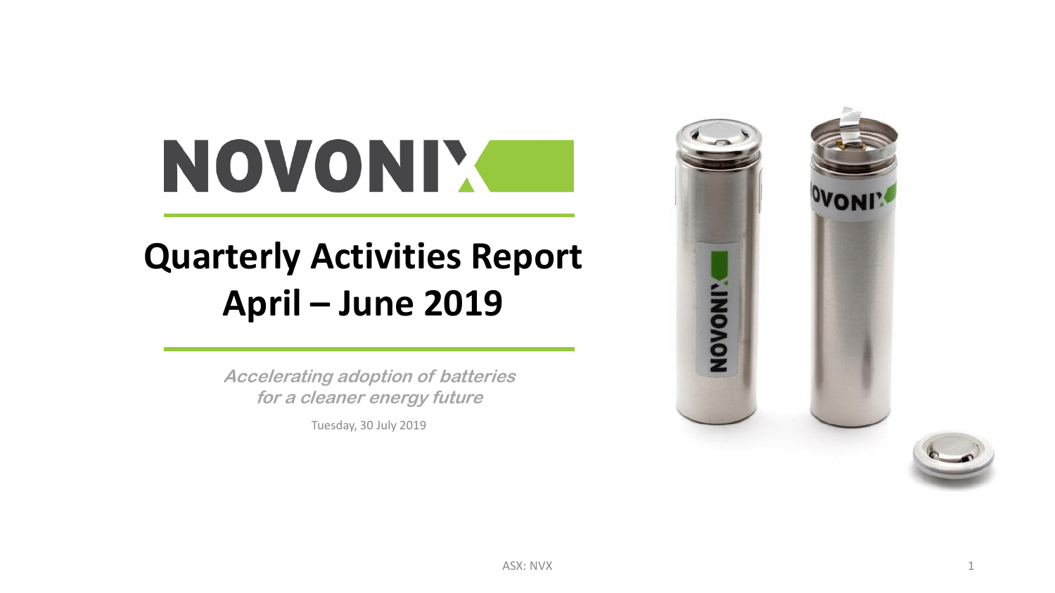# NOVONIX

## Quarterly Activities Report
## April – June 2019

***Accelerating adoption of batteries for a cleaner energy future***

Tuesday, 30 July 2019

ASX: NVX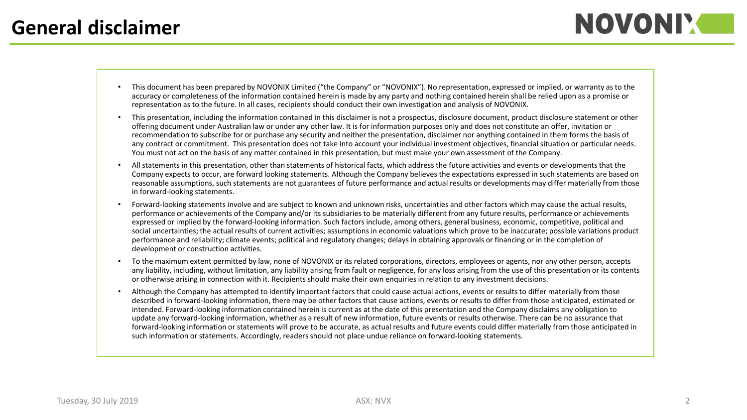# General disclaimer

- This document has been prepared by NOVONIX Limited ("the Company" or "NOVONIX"). No representation, expressed or implied, or warranty as to the accuracy or completeness of the information contained herein is made by any party and nothing contained herein shall be relied upon as a promise or representation as to the future. In all cases, recipients should conduct their own investigation and analysis of NOVONIX.
- This presentation, including the information contained in this disclaimer is not a prospectus, disclosure document, product disclosure statement or other offering document under Australian law or under any other law. It is for information purposes only and does not constitute an offer, invitation or recommendation to subscribe for or purchase any security and neither the presentation, disclaimer nor anything contained in them forms the basis of any contract or commitment. This presentation does not take into account your individual investment objectives, financial situation or particular needs. You must not act on the basis of any matter contained in this presentation, but must make your own assessment of the Company.
- All statements in this presentation, other than statements of historical facts, which address the future activities and events or developments that the Company expects to occur, are forward looking statements. Although the Company believes the expectations expressed in such statements are based on reasonable assumptions, such statements are not guarantees of future performance and actual results or developments may differ materially from those in forward-looking statements.
- Forward-looking statements involve and are subject to known and unknown risks, uncertainties and other factors which may cause the actual results, performance or achievements of the Company and/or its subsidiaries to be materially different from any future results, performance or achievements expressed or implied by the forward-looking information. Such factors include, among others, general business, economic, competitive, political and social uncertainties; the actual results of current activities; assumptions in economic valuations which prove to be inaccurate; possible variations product performance and reliability; climate events; political and regulatory changes; delays in obtaining approvals or financing or in the completion of development or construction activities.
- To the maximum extent permitted by law, none of NOVONIX or its related corporations, directors, employees or agents, nor any other person, accepts any liability, including, without limitation, any liability arising from fault or negligence, for any loss arising from the use of this presentation or its contents or otherwise arising in connection with it. Recipients should make their own enquiries in relation to any investment decisions.
- Although the Company has attempted to identify important factors that could cause actual actions, events or results to differ materially from those described in forward-looking information, there may be other factors that cause actions, events or results to differ from those anticipated, estimated or intended. Forward-looking information contained herein is current as at the date of this presentation and the Company disclaims any obligation to update any forward-looking information, whether as a result of new information, future events or results otherwise. There can be no assurance that forward-looking information or statements will prove to be accurate, as actual results and future events could differ materially from those anticipated in such information or statements. Accordingly, readers should not place undue reliance on forward-looking statements.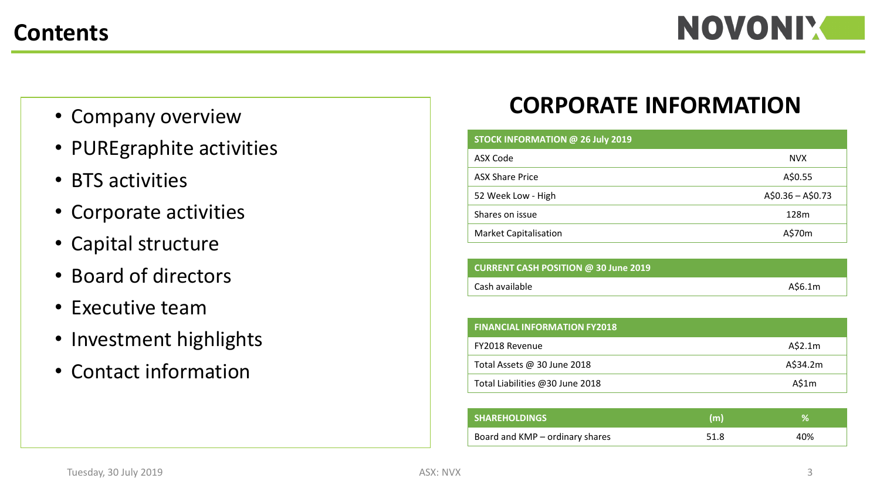# Contents

- Company overview
- PUREgraphite activities
- BTS activities
- Corporate activities
- Capital structure
- Board of directors
- Executive team
- Investment highlights
- Contact information

## CORPORATE INFORMATION

| STOCK INFORMATION @ 26 July 2019 | |
|---|---|
| ASX Code | NVX |
| ASX Share Price | A$0.55 |
| 52 Week Low - High | A$0.36 – A$0.73 |
| Shares on issue | 128m |
| Market Capitalisation | A$70m |

| CURRENT CASH POSITION @ 30 June 2019 | |
|---|---|
| Cash available | A$6.1m |

| FINANCIAL INFORMATION FY2018 | |
|---|---|
| FY2018 Revenue | A$2.1m |
| Total Assets @ 30 June 2018 | A$34.2m |
| Total Liabilities @30 June 2018 | A$1m |

| SHAREHOLDINGS | (m) | % |
|---|---|---|
| Board and KMP – ordinary shares | 51.8 | 40% |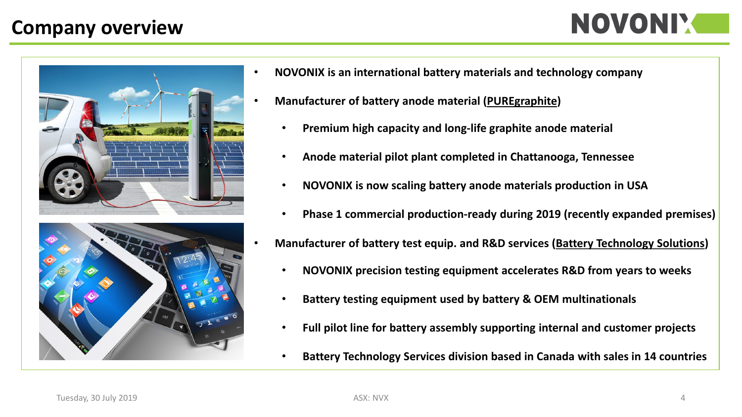# Company overview

- **NOVONIX is an international battery materials and technology company**
- **Manufacturer of battery anode material (PUREgraphite)**
  - **Premium high capacity and long-life graphite anode material**
  - **Anode material pilot plant completed in Chattanooga, Tennessee**
  - **NOVONIX is now scaling battery anode materials production in USA**
  - **Phase 1 commercial production-ready during 2019 (recently expanded premises)**
- **Manufacturer of battery test equip. and R&D services (Battery Technology Solutions)**
  - **NOVONIX precision testing equipment accelerates R&D from years to weeks**
  - **Battery testing equipment used by battery & OEM multinationals**
  - **Full pilot line for battery assembly supporting internal and customer projects**
  - **Battery Technology Services division based in Canada with sales in 14 countries**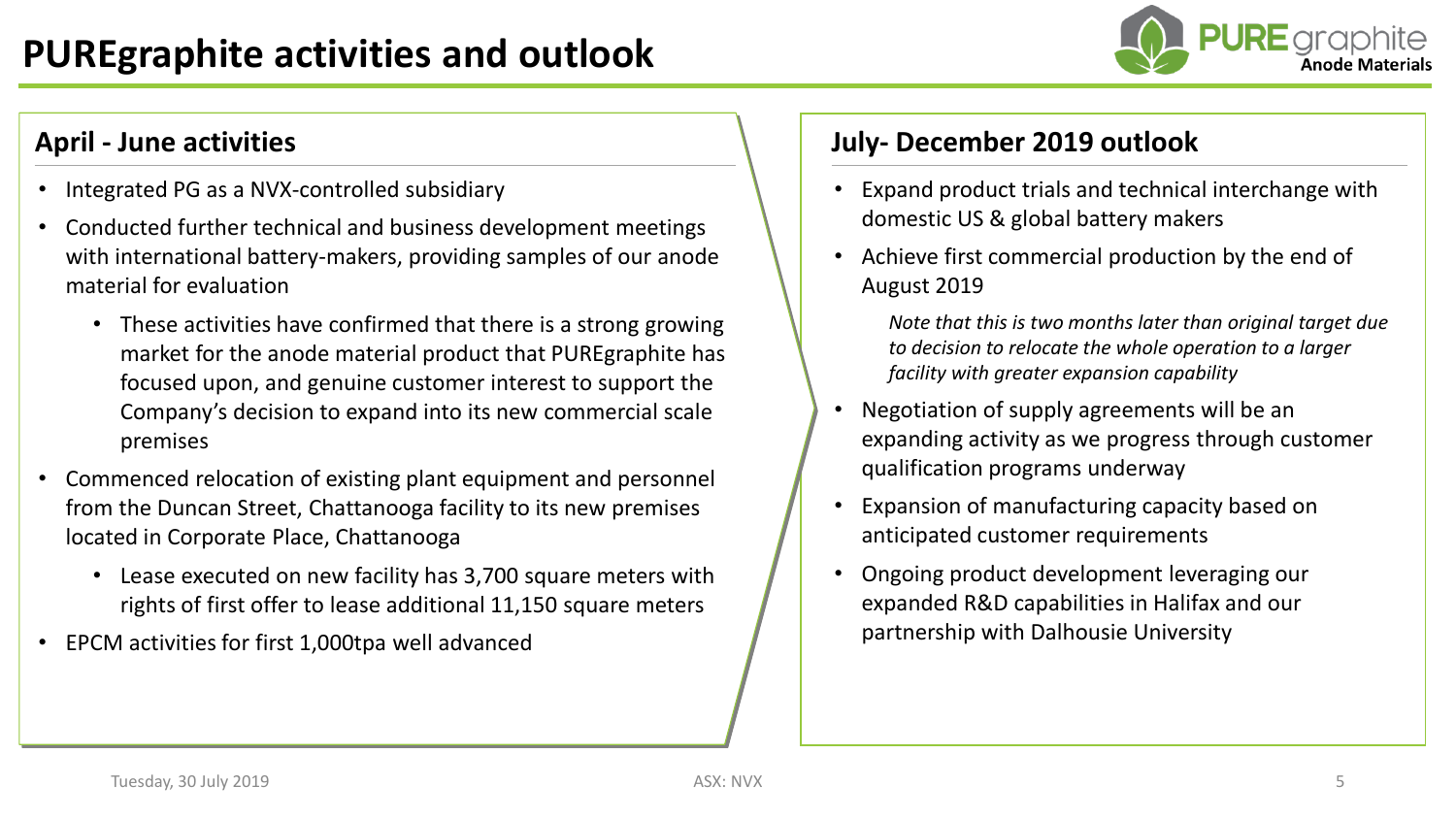# PUREgraphite activities and outlook

## April - June activities

- Integrated PG as a NVX-controlled subsidiary
- Conducted further technical and business development meetings with international battery-makers, providing samples of our anode material for evaluation
  - These activities have confirmed that there is a strong growing market for the anode material product that PUREgraphite has focused upon, and genuine customer interest to support the Company's decision to expand into its new commercial scale premises
- Commenced relocation of existing plant equipment and personnel from the Duncan Street, Chattanooga facility to its new premises located in Corporate Place, Chattanooga
  - Lease executed on new facility has 3,700 square meters with rights of first offer to lease additional 11,150 square meters
- EPCM activities for first 1,000tpa well advanced

## July- December 2019 outlook

- Expand product trials and technical interchange with domestic US & global battery makers
- Achieve first commercial production by the end of August 2019

  *Note that this is two months later than original target due to decision to relocate the whole operation to a larger facility with greater expansion capability*

- Negotiation of supply agreements will be an expanding activity as we progress through customer qualification programs underway
- Expansion of manufacturing capacity based on anticipated customer requirements
- Ongoing product development leveraging our expanded R&D capabilities in Halifax and our partnership with Dalhousie University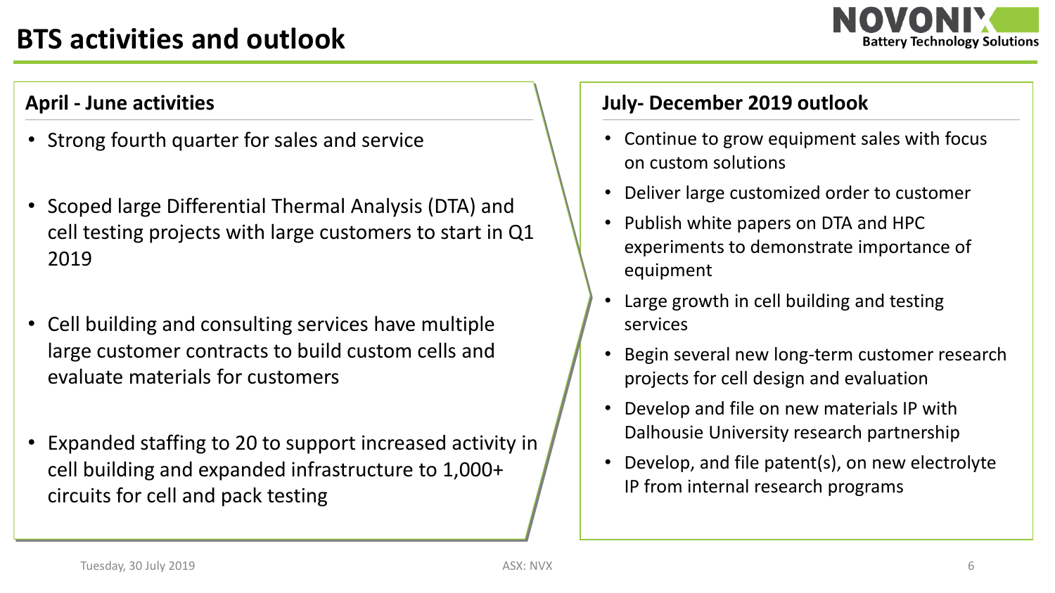# BTS activities and outlook

## April - June activities

- Strong fourth quarter for sales and service
- Scoped large Differential Thermal Analysis (DTA) and cell testing projects with large customers to start in Q1 2019
- Cell building and consulting services have multiple large customer contracts to build custom cells and evaluate materials for customers
- Expanded staffing to 20 to support increased activity in cell building and expanded infrastructure to 1,000+ circuits for cell and pack testing

## July- December 2019 outlook

- Continue to grow equipment sales with focus on custom solutions
- Deliver large customized order to customer
- Publish white papers on DTA and HPC experiments to demonstrate importance of equipment
- Large growth in cell building and testing services
- Begin several new long-term customer research projects for cell design and evaluation
- Develop and file on new materials IP with Dalhousie University research partnership
- Develop, and file patent(s), on new electrolyte IP from internal research programs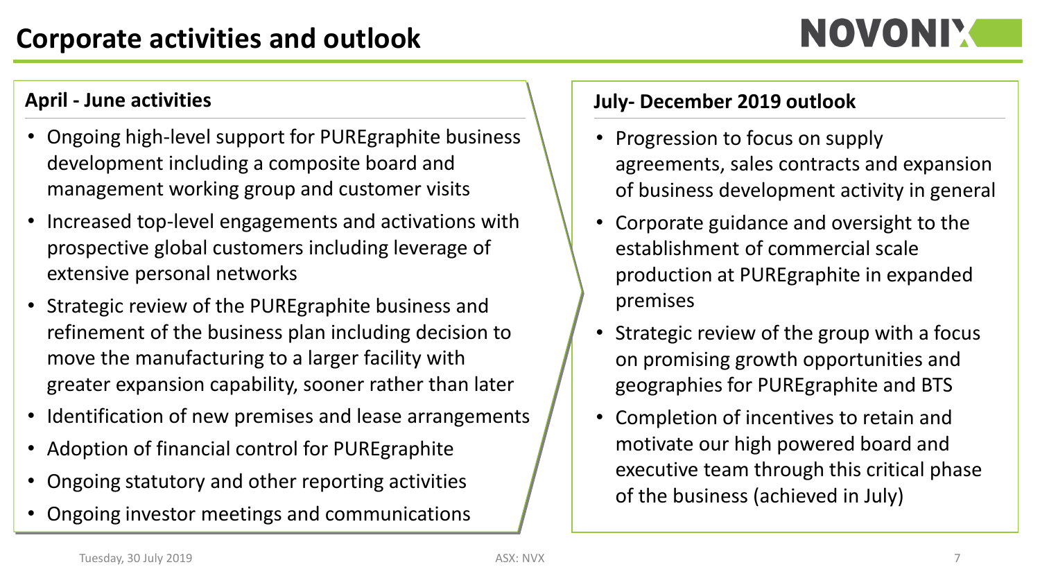# Corporate activities and outlook

### April - June activities

- Ongoing high-level support for PUREgraphite business development including a composite board and management working group and customer visits
- Increased top-level engagements and activations with prospective global customers including leverage of extensive personal networks
- Strategic review of the PUREgraphite business and refinement of the business plan including decision to move the manufacturing to a larger facility with greater expansion capability, sooner rather than later
- Identification of new premises and lease arrangements
- Adoption of financial control for PUREgraphite
- Ongoing statutory and other reporting activities
- Ongoing investor meetings and communications

### July- December 2019 outlook

- Progression to focus on supply agreements, sales contracts and expansion of business development activity in general
- Corporate guidance and oversight to the establishment of commercial scale production at PUREgraphite in expanded premises
- Strategic review of the group with a focus on promising growth opportunities and geographies for PUREgraphite and BTS
- Completion of incentives to retain and motivate our high powered board and executive team through this critical phase of the business (achieved in July)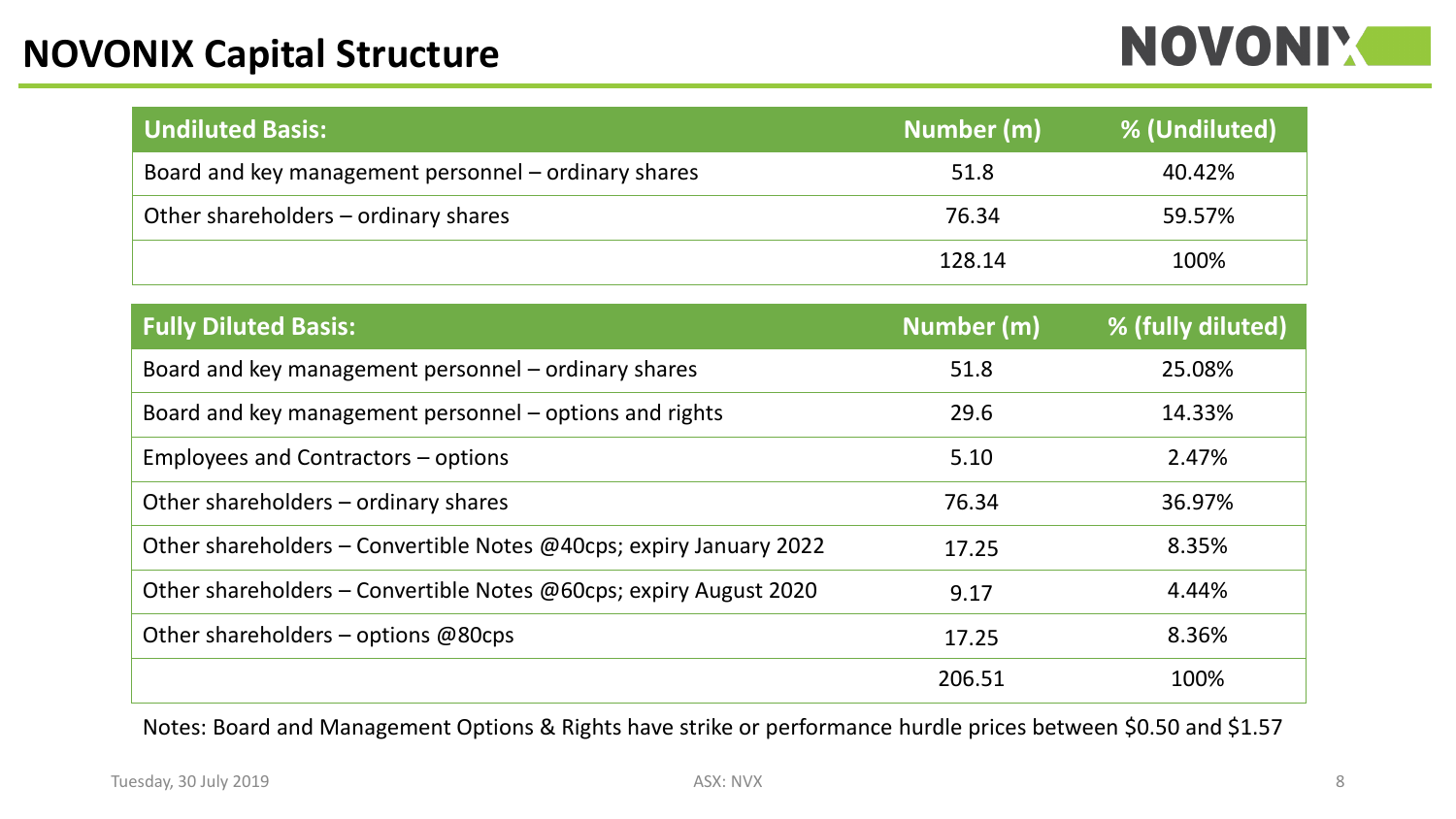# NOVONIX Capital Structure

| Undiluted Basis: | Number (m) | % (Undiluted) |
|---|---|---|
| Board and key management personnel – ordinary shares | 51.8 | 40.42% |
| Other shareholders – ordinary shares | 76.34 | 59.57% |
| | 128.14 | 100% |

| Fully Diluted Basis: | Number (m) | % (fully diluted) |
|---|---|---|
| Board and key management personnel – ordinary shares | 51.8 | 25.08% |
| Board and key management personnel – options and rights | 29.6 | 14.33% |
| Employees and Contractors – options | 5.10 | 2.47% |
| Other shareholders – ordinary shares | 76.34 | 36.97% |
| Other shareholders – Convertible Notes @40cps; expiry January 2022 | 17.25 | 8.35% |
| Other shareholders – Convertible Notes @60cps; expiry August 2020 | 9.17 | 4.44% |
| Other shareholders – options @80cps | 17.25 | 8.36% |
| | 206.51 | 100% |

Notes: Board and Management Options & Rights have strike or performance hurdle prices between $0.50 and $1.57

Tuesday, 30 July 2019

ASX: NVX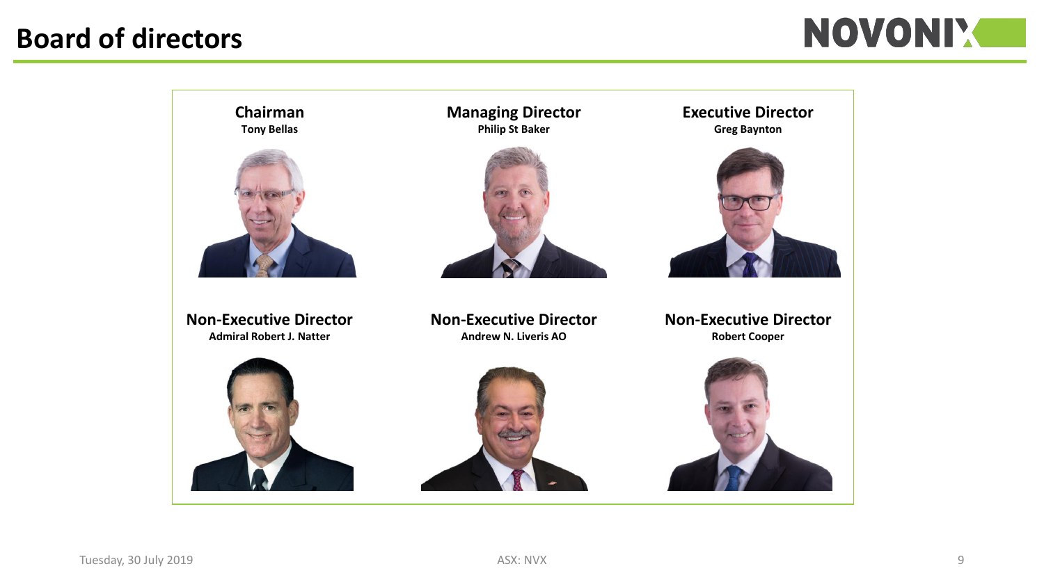# Board of directors

**Chairman**
**Tony Bellas**

**Managing Director**
**Philip St Baker**

**Executive Director**
**Greg Baynton**

**Non-Executive Director**
**Admiral Robert J. Natter**

**Non-Executive Director**
**Andrew N. Liveris AO**

**Non-Executive Director**
**Robert Cooper**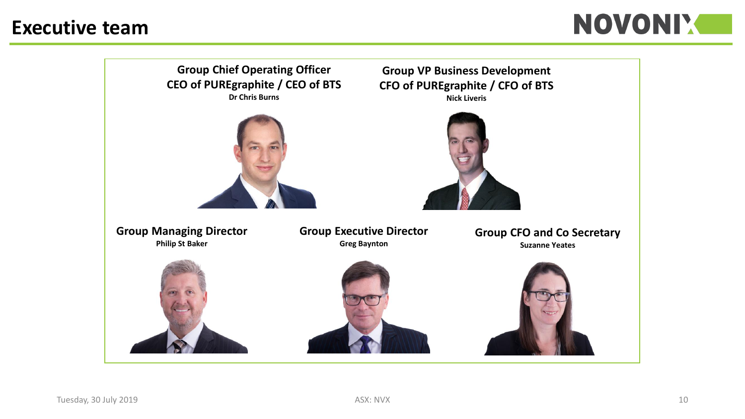# Executive team

**Group Chief Operating Officer**
**CEO of PUREgraphite / CEO of BTS**
**Dr Chris Burns**

**Group VP Business Development**
**CFO of PUREgraphite / CFO of BTS**
**Nick Liveris**

**Group Managing Director**
**Philip St Baker**

**Group Executive Director**
**Greg Baynton**

**Group CFO and Co Secretary**
**Suzanne Yeates**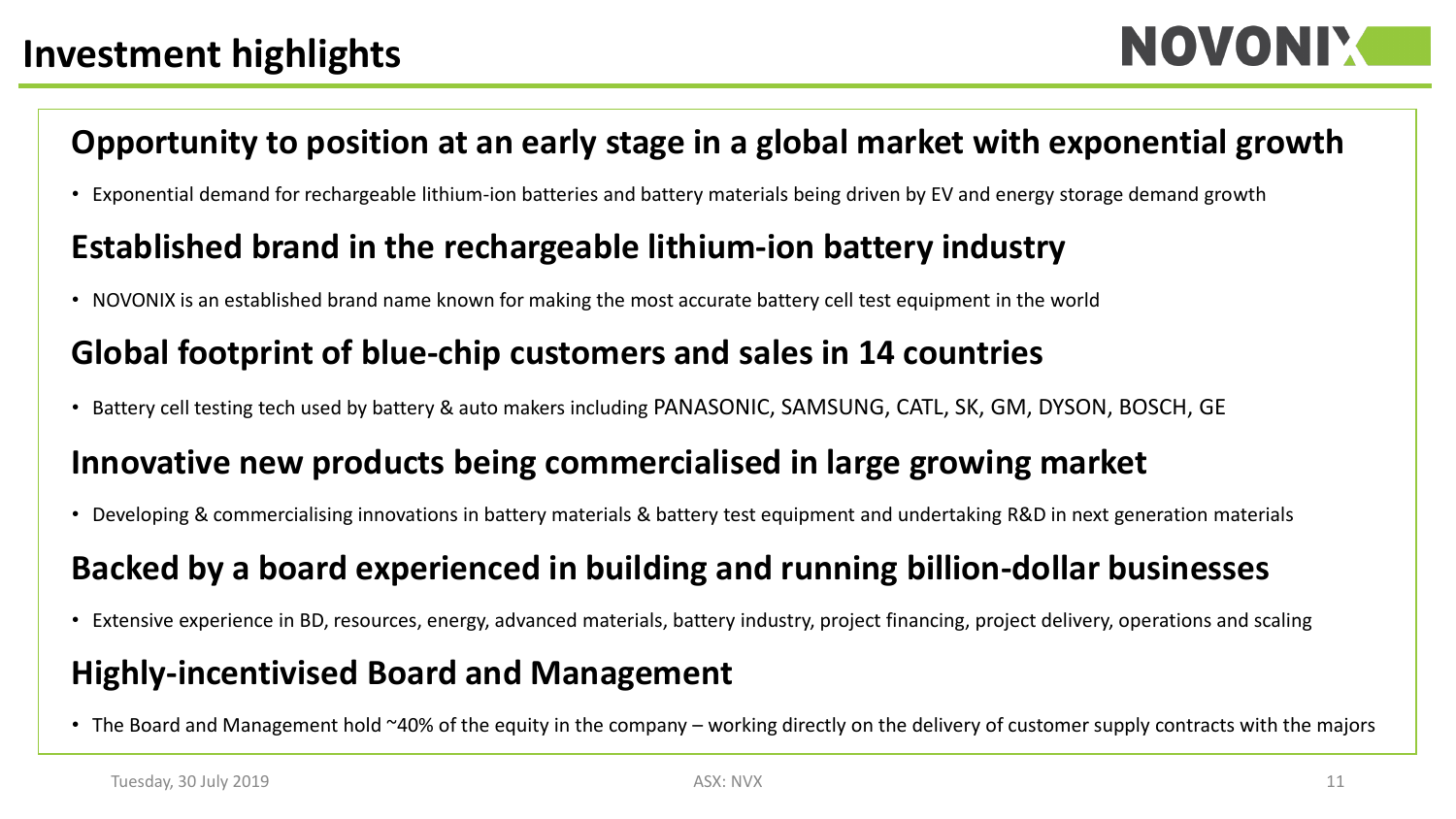# Investment highlights

## Opportunity to position at an early stage in a global market with exponential growth

- Exponential demand for rechargeable lithium-ion batteries and battery materials being driven by EV and energy storage demand growth

## Established brand in the rechargeable lithium-ion battery industry

- NOVONIX is an established brand name known for making the most accurate battery cell test equipment in the world

## Global footprint of blue-chip customers and sales in 14 countries

- Battery cell testing tech used by battery & auto makers including PANASONIC, SAMSUNG, CATL, SK, GM, DYSON, BOSCH, GE

## Innovative new products being commercialised in large growing market

- Developing & commercialising innovations in battery materials & battery test equipment and undertaking R&D in next generation materials

## Backed by a board experienced in building and running billion-dollar businesses

- Extensive experience in BD, resources, energy, advanced materials, battery industry, project financing, project delivery, operations and scaling

## Highly-incentivised Board and Management

- The Board and Management hold ~40% of the equity in the company – working directly on the delivery of customer supply contracts with the majors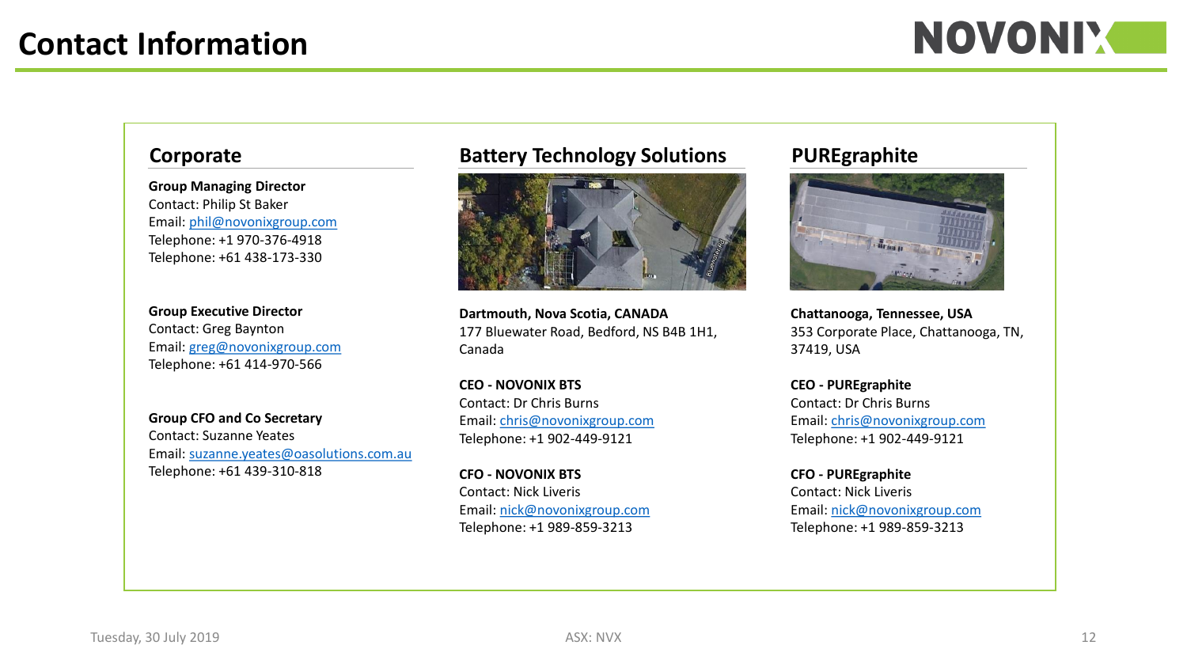# Contact Information

## Corporate

**Group Managing Director**
Contact: Philip St Baker
Email: phil@novonixgroup.com
Telephone: +1 970-376-4918
Telephone: +61 438-173-330

**Group Executive Director**
Contact: Greg Baynton
Email: greg@novonixgroup.com
Telephone: +61 414-970-566

**Group CFO and Co Secretary**
Contact: Suzanne Yeates
Email: suzanne.yeates@oasolutions.com.au
Telephone: +61 439-310-818

## Battery Technology Solutions

**Dartmouth, Nova Scotia, CANADA**
177 Bluewater Road, Bedford, NS B4B 1H1, Canada

**CEO - NOVONIX BTS**
Contact: Dr Chris Burns
Email: chris@novonixgroup.com
Telephone: +1 902-449-9121

**CFO - NOVONIX BTS**
Contact: Nick Liveris
Email: nick@novonixgroup.com
Telephone: +1 989-859-3213

## PUREgraphite

**Chattanooga, Tennessee, USA**
353 Corporate Place, Chattanooga, TN, 37419, USA

**CEO - PUREgraphite**
Contact: Dr Chris Burns
Email: chris@novonixgroup.com
Telephone: +1 902-449-9121

**CFO - PUREgraphite**
Contact: Nick Liveris
Email: nick@novonixgroup.com
Telephone: +1 989-859-3213